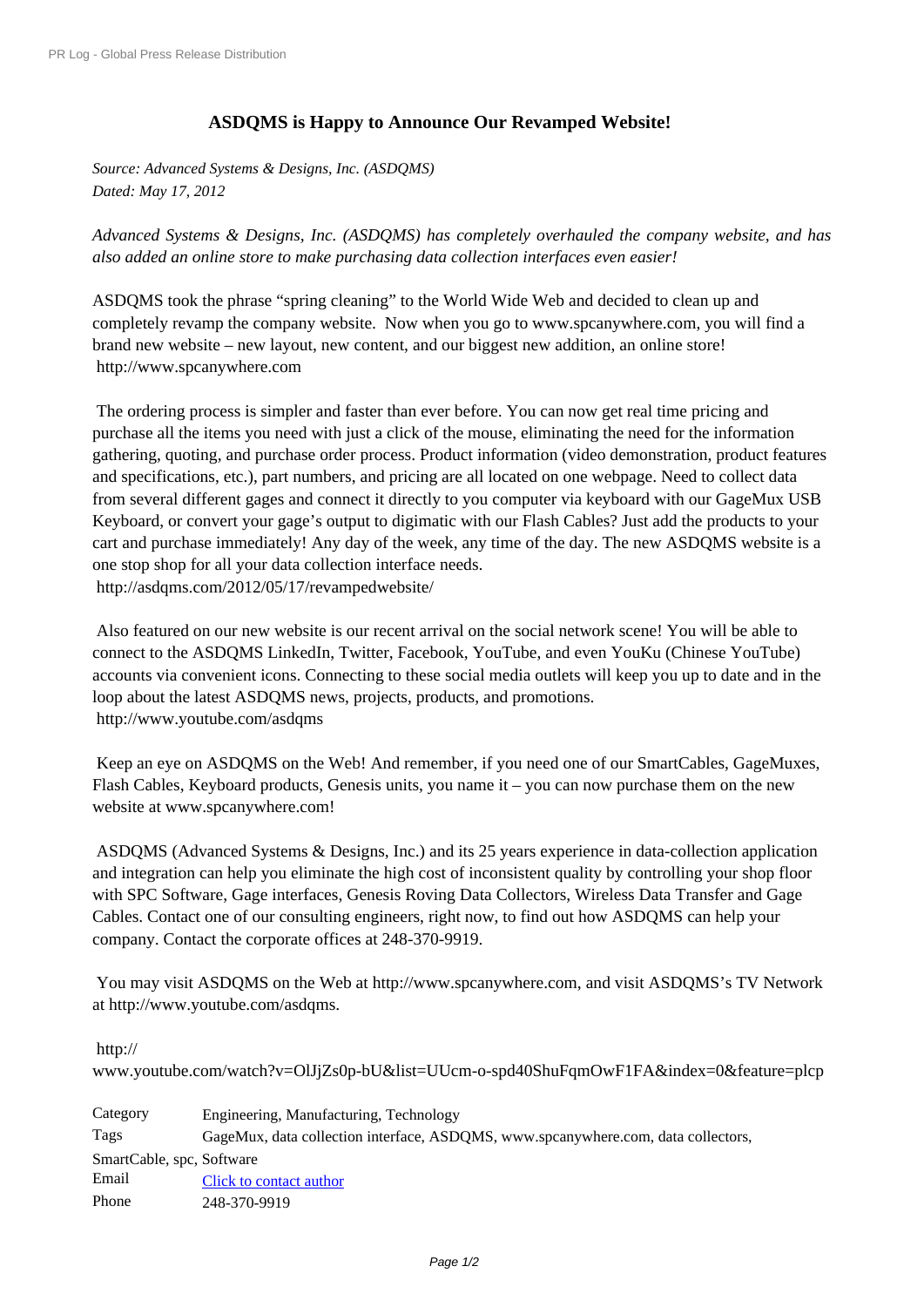# ASDQMS is Happy to Announce Our Revamped Website!

*Source: Advanced Systems & Designs, Inc. (ASDQMS)*
*Dated: May 17, 2012*

*Advanced Systems & Designs, Inc. (ASDQMS) has completely overhauled the company website, and has also added an online store to make purchasing data collection interfaces even easier!*

ASDQMS took the phrase “spring cleaning” to the World Wide Web and decided to clean up and completely revamp the company website. Now when you go to www.spcanywhere.com, you will find a brand new website – new layout, new content, and our biggest new addition, an online store!
http://www.spcanywhere.com

The ordering process is simpler and faster than ever before. You can now get real time pricing and purchase all the items you need with just a click of the mouse, eliminating the need for the information gathering, quoting, and purchase order process. Product information (video demonstration, product features and specifications, etc.), part numbers, and pricing are all located on one webpage. Need to collect data from several different gages and connect it directly to you computer via keyboard with our GageMux USB Keyboard, or convert your gage’s output to digimatic with our Flash Cables? Just add the products to your cart and purchase immediately! Any day of the week, any time of the day. The new ASDQMS website is a one stop shop for all your data collection interface needs.
http://asdqms.com/2012/05/17/revampedwebsite/

Also featured on our new website is our recent arrival on the social network scene! You will be able to connect to the ASDQMS LinkedIn, Twitter, Facebook, YouTube, and even YouKu (Chinese YouTube) accounts via convenient icons. Connecting to these social media outlets will keep you up to date and in the loop about the latest ASDQMS news, projects, products, and promotions.
http://www.youtube.com/asdqms

Keep an eye on ASDQMS on the Web! And remember, if you need one of our SmartCables, GageMuxes, Flash Cables, Keyboard products, Genesis units, you name it – you can now purchase them on the new website at www.spcanywhere.com!

ASDQMS (Advanced Systems & Designs, Inc.) and its 25 years experience in data-collection application and integration can help you eliminate the high cost of inconsistent quality by controlling your shop floor with SPC Software, Gage interfaces, Genesis Roving Data Collectors, Wireless Data Transfer and Gage Cables. Contact one of our consulting engineers, right now, to find out how ASDQMS can help your company. Contact the corporate offices at 248-370-9919.

You may visit ASDQMS on the Web at http://www.spcanywhere.com, and visit ASDQMS’s TV Network at http://www.youtube.com/asdqms.

http://www.youtube.com/watch?v=OlJjZs0p-bU&list=UUcm-o-spd40ShuFqmOwF1FA&index=0&feature=plcp

| | |
|---|---|
| Category | Engineering, Manufacturing, Technology |
| Tags | GageMux, data collection interface, ASDQMS, www.spcanywhere.com, data collectors, SmartCable, spc, Software |
| Email | Click to contact author |
| Phone | 248-370-9919 |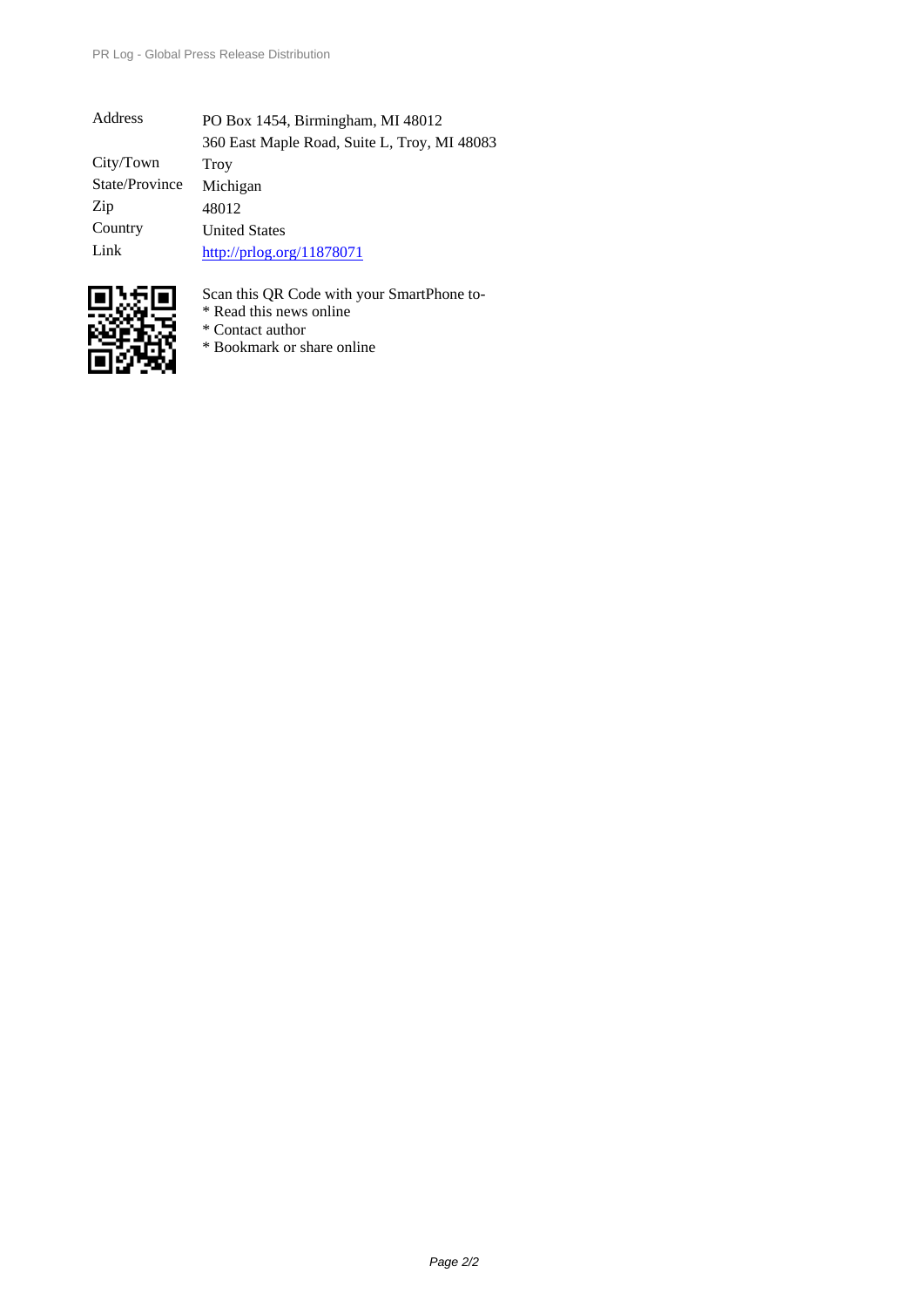| | |
|---|---|
| Address | PO Box 1454, Birmingham, MI 48012<br>360 East Maple Road, Suite L, Troy, MI 48083 |
| City/Town | Troy |
| State/Province | Michigan |
| Zip | 48012 |
| Country | United States |
| Link | http://prlog.org/11878071 |

Scan this QR Code with your SmartPhone to-
* Read this news online
* Contact author
* Bookmark or share online